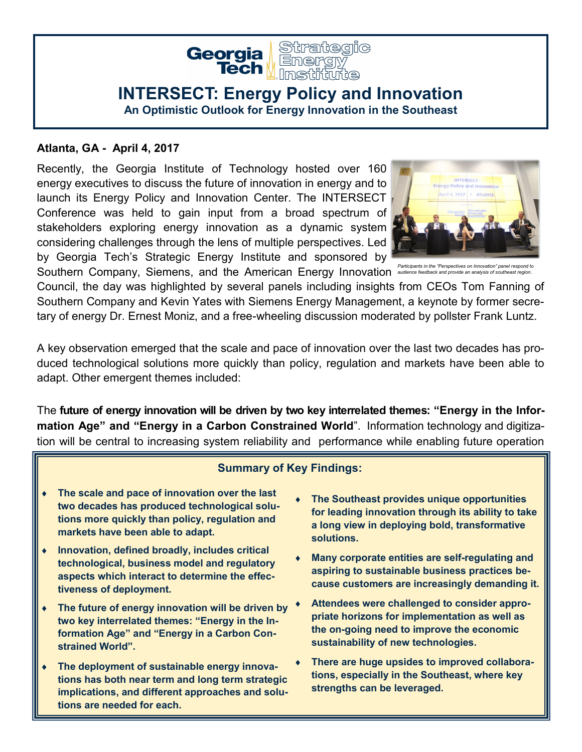# INTERSECT: Energy Policy and Innovation

## An Optimistic Outlook for Energy Innovation in the Southeast

**Atlanta, GA - April 4, 2017**

Recently, the Georgia Institute of Technology hosted over 160 energy executives to discuss the future of innovation in energy and to launch its Energy Policy and Innovation Center. The INTERSECT Conference was held to gain input from a broad spectrum of stakeholders exploring energy innovation as a dynamic system considering challenges through the lens of multiple perspectives. Led by Georgia Tech's Strategic Energy Institute and sponsored by Southern Company, Siemens, and the American Energy Innovation Council, the day was highlighted by several panels including insights from CEOs Tom Fanning of Southern Company and Kevin Yates with Siemens Energy Management, a keynote by former secretary of energy Dr. Ernest Moniz, and a free-wheeling discussion moderated by pollster Frank Luntz.

*Participants in the "Perspectives on Innovation" panel respond to audience feedback and provide an analysis of southeast region.*

A key observation emerged that the scale and pace of innovation over the last two decades has produced technological solutions more quickly than policy, regulation and markets have been able to adapt. Other emergent themes included:

The **future of energy innovation will be driven by two key interrelated themes: "Energy in the Information Age" and "Energy in a Carbon Constrained World**". Information technology and digitization will be central to increasing system reliability and performance while enabling future operation

### Summary of Key Findings:

- **The scale and pace of innovation over the last two decades has produced technological solutions more quickly than policy, regulation and markets have been able to adapt.**
- **Innovation, defined broadly, includes critical technological, business model and regulatory aspects which interact to determine the effectiveness of deployment.**
- **The future of energy innovation will be driven by two key interrelated themes: "Energy in the Information Age" and "Energy in a Carbon Constrained World".**
- **The deployment of sustainable energy innovations has both near term and long term strategic implications, and different approaches and solutions are needed for each.**
- **The Southeast provides unique opportunities for leading innovation through its ability to take a long view in deploying bold, transformative solutions.**
- **Many corporate entities are self-regulating and aspiring to sustainable business practices because customers are increasingly demanding it.**
- **Attendees were challenged to consider appropriate horizons for implementation as well as the on-going need to improve the economic sustainability of new technologies.**
- **There are huge upsides to improved collaborations, especially in the Southeast, where key strengths can be leveraged.**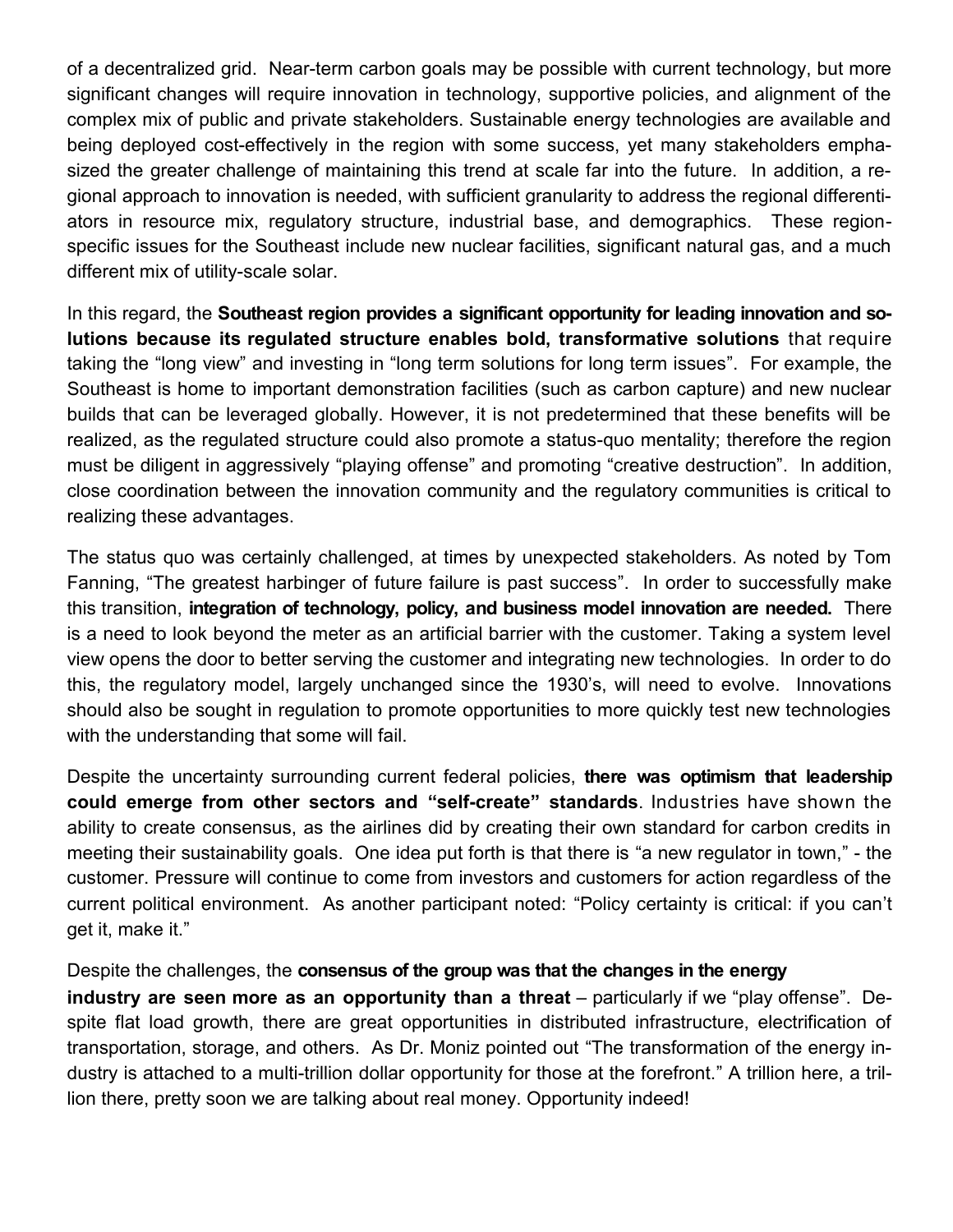of a decentralized grid. Near-term carbon goals may be possible with current technology, but more significant changes will require innovation in technology, supportive policies, and alignment of the complex mix of public and private stakeholders. Sustainable energy technologies are available and being deployed cost-effectively in the region with some success, yet many stakeholders emphasized the greater challenge of maintaining this trend at scale far into the future. In addition, a regional approach to innovation is needed, with sufficient granularity to address the regional differentiators in resource mix, regulatory structure, industrial base, and demographics. These region-specific issues for the Southeast include new nuclear facilities, significant natural gas, and a much different mix of utility-scale solar.

In this regard, the **Southeast region provides a significant opportunity for leading innovation and solutions because its regulated structure enables bold, transformative solutions** that require taking the "long view" and investing in "long term solutions for long term issues". For example, the Southeast is home to important demonstration facilities (such as carbon capture) and new nuclear builds that can be leveraged globally. However, it is not predetermined that these benefits will be realized, as the regulated structure could also promote a status-quo mentality; therefore the region must be diligent in aggressively "playing offense" and promoting "creative destruction". In addition, close coordination between the innovation community and the regulatory communities is critical to realizing these advantages.

The status quo was certainly challenged, at times by unexpected stakeholders. As noted by Tom Fanning, "The greatest harbinger of future failure is past success". In order to successfully make this transition, **integration of technology, policy, and business model innovation are needed.** There is a need to look beyond the meter as an artificial barrier with the customer. Taking a system level view opens the door to better serving the customer and integrating new technologies. In order to do this, the regulatory model, largely unchanged since the 1930's, will need to evolve. Innovations should also be sought in regulation to promote opportunities to more quickly test new technologies with the understanding that some will fail.

Despite the uncertainty surrounding current federal policies, **there was optimism that leadership could emerge from other sectors and "self-create" standards**. Industries have shown the ability to create consensus, as the airlines did by creating their own standard for carbon credits in meeting their sustainability goals. One idea put forth is that there is "a new regulator in town," - the customer. Pressure will continue to come from investors and customers for action regardless of the current political environment. As another participant noted: "Policy certainty is critical: if you can't get it, make it."

Despite the challenges, the **consensus of the group was that the changes in the energy industry are seen more as an opportunity than a threat** – particularly if we "play offense". Despite flat load growth, there are great opportunities in distributed infrastructure, electrification of transportation, storage, and others. As Dr. Moniz pointed out "The transformation of the energy industry is attached to a multi-trillion dollar opportunity for those at the forefront." A trillion here, a trillion there, pretty soon we are talking about real money. Opportunity indeed!